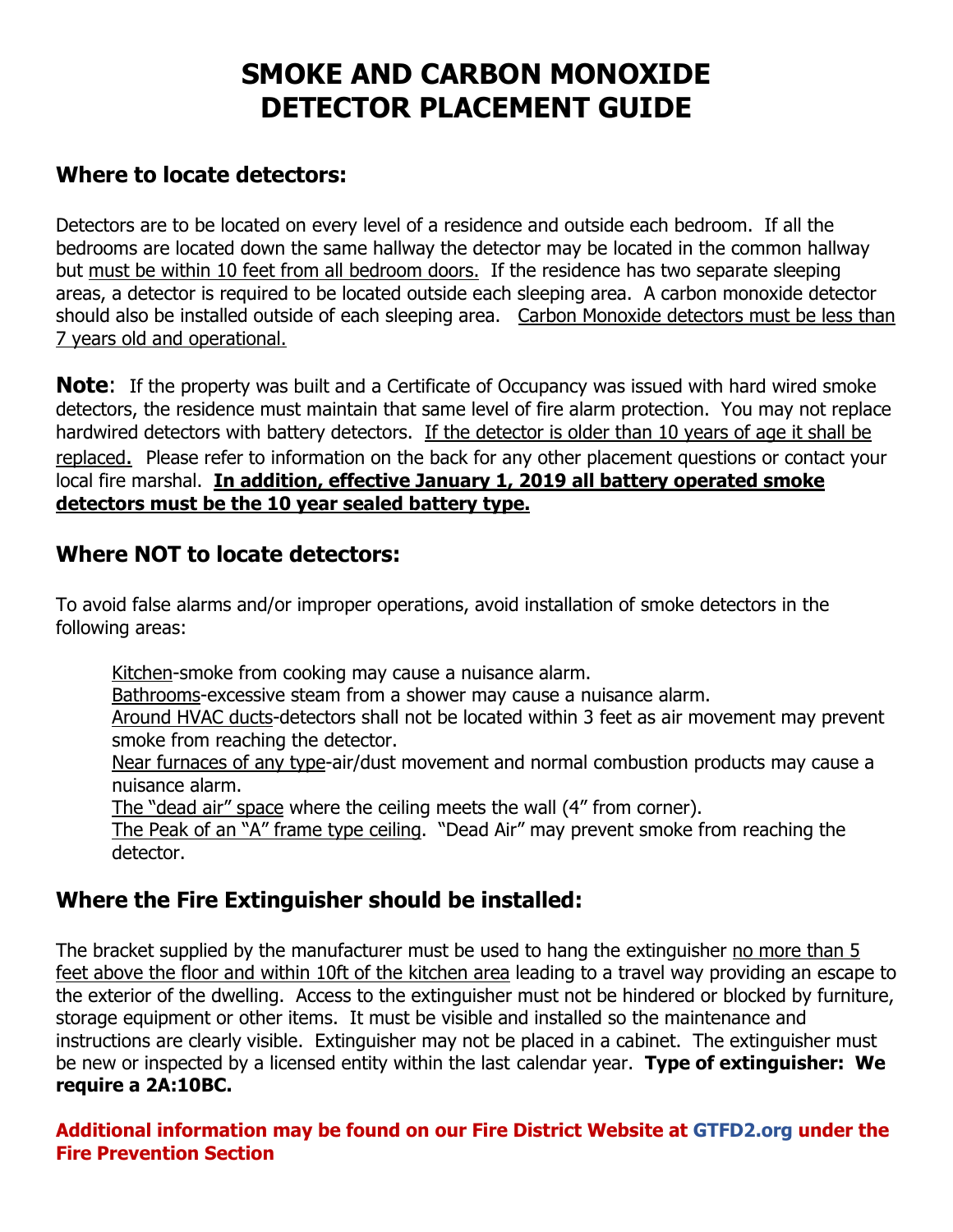# SMOKE AND CARBON MONOXIDE DETECTOR PLACEMENT GUIDE

## Where to locate detectors:

Detectors are to be located on every level of a residence and outside each bedroom. If all the bedrooms are located down the same hallway the detector may be located in the common hallway but <u>must be within 10 feet from all bedroom doors.</u> If the residence has two separate sleeping areas, a detector is required to be located outside each sleeping area. A carbon monoxide detector should also be installed outside of each sleeping area. <u>Carbon Monoxide detectors must be less than 7 years old and operational.</u>

**Note**: If the property was built and a Certificate of Occupancy was issued with hard wired smoke detectors, the residence must maintain that same level of fire alarm protection. You may not replace hardwired detectors with battery detectors. <u>If the detector is older than 10 years of age it shall be replaced.</u> Please refer to information on the back for any other placement questions or contact your local fire marshal. **<u>In addition, effective January 1, 2019 all battery operated smoke detectors must be the 10 year sealed battery type.</u>**

## Where NOT to locate detectors:

To avoid false alarms and/or improper operations, avoid installation of smoke detectors in the following areas:

<u>Kitchen</u>-smoke from cooking may cause a nuisance alarm.
<u>Bathrooms</u>-excessive steam from a shower may cause a nuisance alarm.
<u>Around HVAC ducts</u>-detectors shall not be located within 3 feet as air movement may prevent smoke from reaching the detector.
<u>Near furnaces of any type</u>-air/dust movement and normal combustion products may cause a nuisance alarm.
<u>The "dead air" space</u> where the ceiling meets the wall (4" from corner).
<u>The Peak of an "A" frame type ceiling</u>. "Dead Air" may prevent smoke from reaching the detector.

## Where the Fire Extinguisher should be installed:

The bracket supplied by the manufacturer must be used to hang the extinguisher <u>no more than 5 feet above the floor and within 10ft of the kitchen area</u> leading to a travel way providing an escape to the exterior of the dwelling. Access to the extinguisher must not be hindered or blocked by furniture, storage equipment or other items. It must be visible and installed so the maintenance and instructions are clearly visible. Extinguisher may not be placed in a cabinet. The extinguisher must be new or inspected by a licensed entity within the last calendar year. **Type of extinguisher: We require a 2A:10BC.**

**Additional information may be found on our Fire District Website at GTFD2.org under the Fire Prevention Section**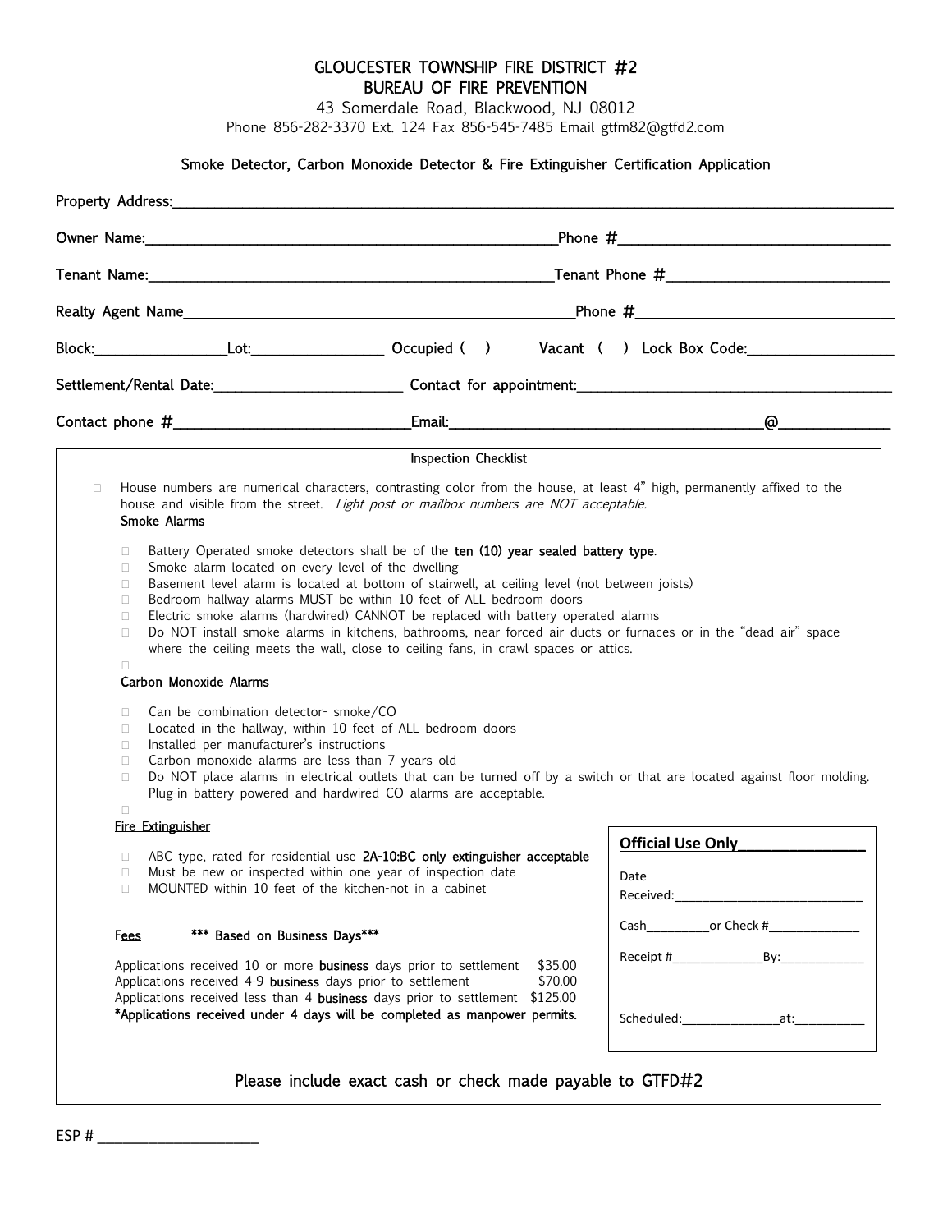# GLOUCESTER TOWNSHIP FIRE DISTRICT #2
## BUREAU OF FIRE PREVENTION

43 Somerdale Road, Blackwood, NJ 08012

Phone 856-282-3370 Ext. 124 Fax 856-545-7485 Email gtfm82@gtfd2.com

### Smoke Detector, Carbon Monoxide Detector & Fire Extinguisher Certification Application

Property Address:____________________________________________________________

Owner Name:________________________________________Phone #_________________________

Tenant Name:_______________________________________Tenant Phone #____________________

Realty Agent Name___________________________________Phone #_________________________

Block:_____________Lot:_____________ Occupied ( ) Vacant ( ) Lock Box Code:______________

Settlement/Rental Date:__________________ Contact for appointment:______________________________

Contact phone #______________________Email:______________________________@__________

**Inspection Checklist**

- ☐ House numbers are numerical characters, contrasting color from the house, at least 4" high, permanently affixed to the house and visible from the street. *Light post or mailbox numbers are NOT acceptable.*

**Smoke Alarms**

- ☐ Battery Operated smoke detectors shall be of the **ten (10) year sealed battery type**.
- ☐ Smoke alarm located on every level of the dwelling
- ☐ Basement level alarm is located at bottom of stairwell, at ceiling level (not between joists)
- ☐ Bedroom hallway alarms MUST be within 10 feet of ALL bedroom doors
- ☐ Electric smoke alarms (hardwired) CANNOT be replaced with battery operated alarms
- ☐ Do NOT install smoke alarms in kitchens, bathrooms, near forced air ducts or furnaces or in the "dead air" space where the ceiling meets the wall, close to ceiling fans, in crawl spaces or attics.
- ☐

**Carbon Monoxide Alarms**

- ☐ Can be combination detector- smoke/CO
- ☐ Located in the hallway, within 10 feet of ALL bedroom doors
- ☐ Installed per manufacturer's instructions
- ☐ Carbon monoxide alarms are less than 7 years old
- ☐ Do NOT place alarms in electrical outlets that can be turned off by a switch or that are located against floor molding. Plug-in battery powered and hardwired CO alarms are acceptable.
- ☐

**Fire Extinguisher**

- ☐ ABC type, rated for residential use **2A-10:BC only extinguisher acceptable**
- ☐ Must be new or inspected within one year of inspection date
- ☐ MOUNTED within 10 feet of the kitchen-not in a cabinet

**Fees** **\*\*\* Based on Business Days\*\*\***

| | |
|---|---|
| Applications received 10 or more **business** days prior to settlement | $35.00 |
| Applications received 4-9 **business** days prior to settlement | $70.00 |
| Applications received less than 4 **business** days prior to settlement | $125.00 |

**\*Applications received under 4 days will be completed as manpower permits.**

**Official Use Only**______________

Date Received:________________________

Cash________or Check #____________

Receipt #____________By:___________

Scheduled:_____________at:_________

Please include exact cash or check made payable to GTFD#2

ESP # ____________________